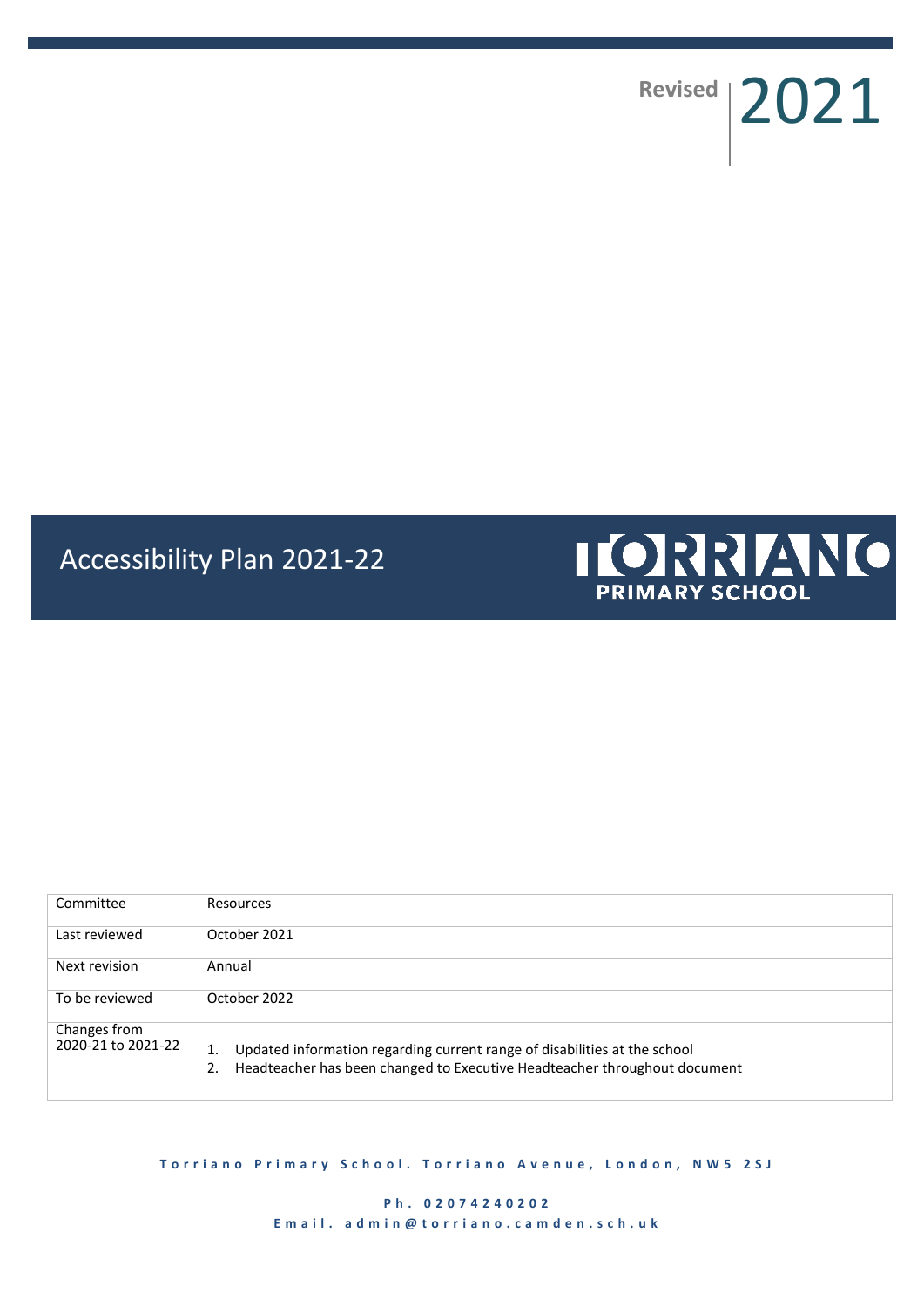Revised 2021

# Accessibility Plan 2021-22

TORRIANO PRIMARY SCHOOL

| Committee | Resources |
|---|---|
| Last reviewed | October 2021 |
| Next revision | Annual |
| To be reviewed | October 2022 |
| Changes from 2020-21 to 2021-22 | 1. Updated information regarding current range of disabilities at the school<br>2. Headteacher has been changed to Executive Headteacher throughout document |

Torriano Primary School. Torriano Avenue, London, NW5 2SJ

Ph. 02074240202

Email. admin@torriano.camden.sch.uk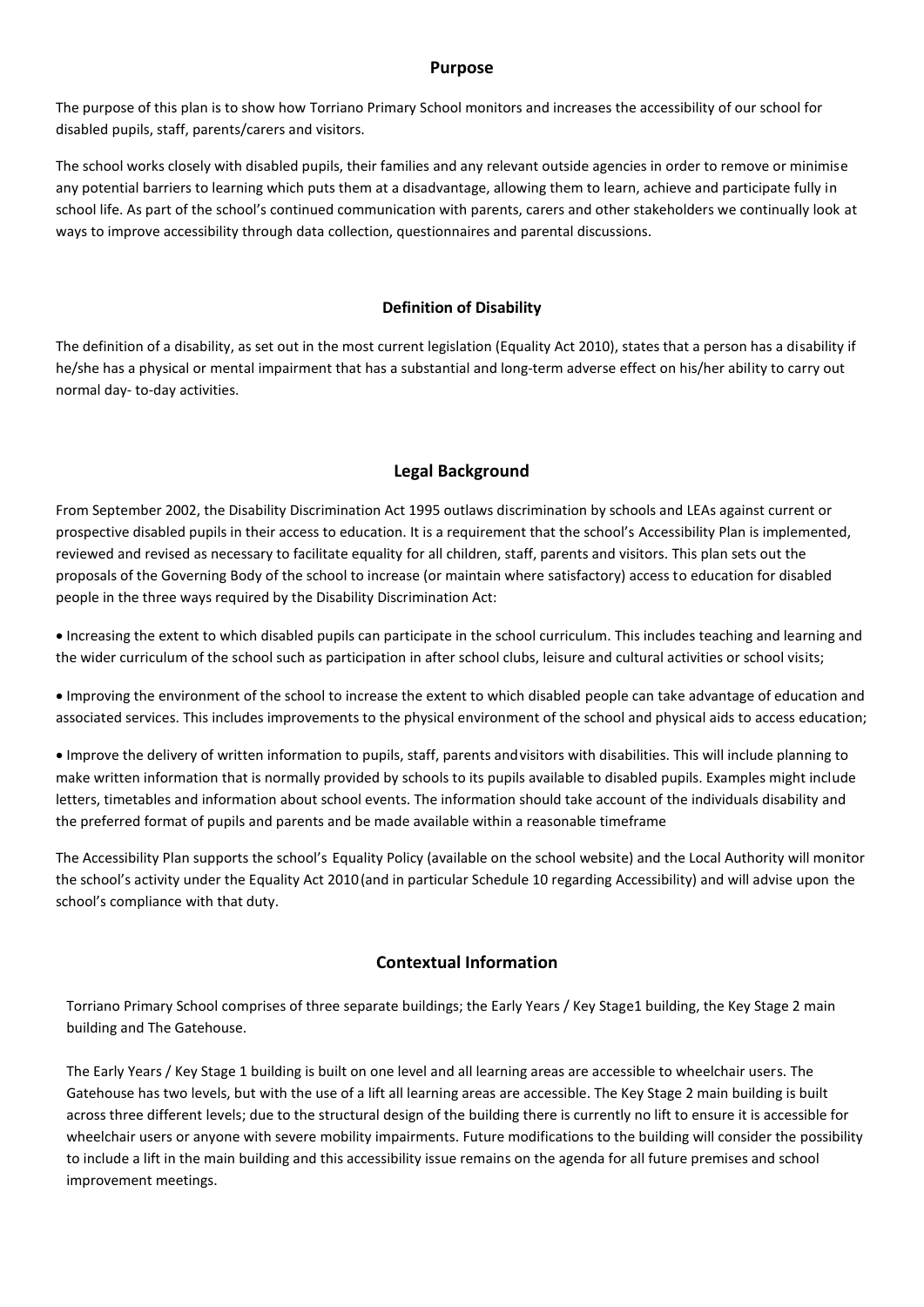## Purpose

The purpose of this plan is to show how Torriano Primary School monitors and increases the accessibility of our school for disabled pupils, staff, parents/carers and visitors.

The school works closely with disabled pupils, their families and any relevant outside agencies in order to remove or minimise any potential barriers to learning which puts them at a disadvantage, allowing them to learn, achieve and participate fully in school life. As part of the school's continued communication with parents, carers and other stakeholders we continually look at ways to improve accessibility through data collection, questionnaires and parental discussions.

## Definition of Disability

The definition of a disability, as set out in the most current legislation (Equality Act 2010), states that a person has a disability if he/she has a physical or mental impairment that has a substantial and long-term adverse effect on his/her ability to carry out normal day- to-day activities.

## Legal Background

From September 2002, the Disability Discrimination Act 1995 outlaws discrimination by schools and LEAs against current or prospective disabled pupils in their access to education. It is a requirement that the school's Accessibility Plan is implemented, reviewed and revised as necessary to facilitate equality for all children, staff, parents and visitors. This plan sets out the proposals of the Governing Body of the school to increase (or maintain where satisfactory) access to education for disabled people in the three ways required by the Disability Discrimination Act:

- Increasing the extent to which disabled pupils can participate in the school curriculum. This includes teaching and learning and the wider curriculum of the school such as participation in after school clubs, leisure and cultural activities or school visits;

- Improving the environment of the school to increase the extent to which disabled people can take advantage of education and associated services. This includes improvements to the physical environment of the school and physical aids to access education;

- Improve the delivery of written information to pupils, staff, parents andvisitors with disabilities. This will include planning to make written information that is normally provided by schools to its pupils available to disabled pupils. Examples might include letters, timetables and information about school events. The information should take account of the individuals disability and the preferred format of pupils and parents and be made available within a reasonable timeframe

The Accessibility Plan supports the school's Equality Policy (available on the school website) and the Local Authority will monitor the school's activity under the Equality Act 2010(and in particular Schedule 10 regarding Accessibility) and will advise upon the school's compliance with that duty.

## Contextual Information

Torriano Primary School comprises of three separate buildings; the Early Years / Key Stage1 building, the Key Stage 2 main building and The Gatehouse.

The Early Years / Key Stage 1 building is built on one level and all learning areas are accessible to wheelchair users. The Gatehouse has two levels, but with the use of a lift all learning areas are accessible. The Key Stage 2 main building is built across three different levels; due to the structural design of the building there is currently no lift to ensure it is accessible for wheelchair users or anyone with severe mobility impairments. Future modifications to the building will consider the possibility to include a lift in the main building and this accessibility issue remains on the agenda for all future premises and school improvement meetings.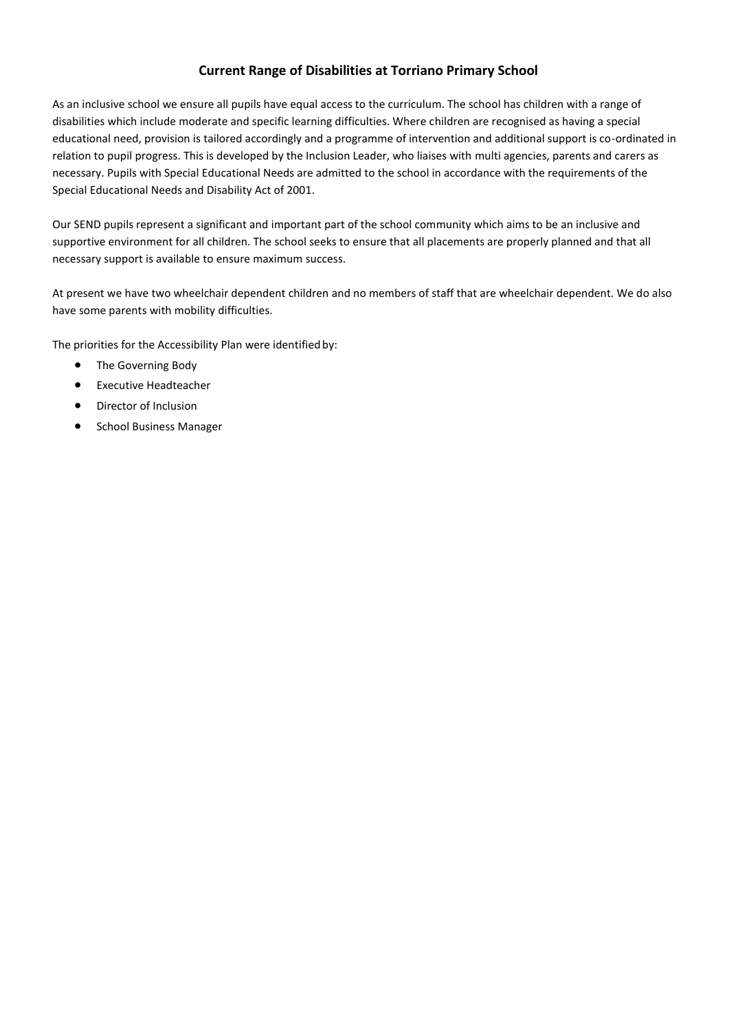## Current Range of Disabilities at Torriano Primary School

As an inclusive school we ensure all pupils have equal access to the curriculum. The school has children with a range of disabilities which include moderate and specific learning difficulties. Where children are recognised as having a special educational need, provision is tailored accordingly and a programme of intervention and additional support is co-ordinated in relation to pupil progress. This is developed by the Inclusion Leader, who liaises with multi agencies, parents and carers as necessary. Pupils with Special Educational Needs are admitted to the school in accordance with the requirements of the Special Educational Needs and Disability Act of 2001.

Our SEND pupils represent a significant and important part of the school community which aims to be an inclusive and supportive environment for all children. The school seeks to ensure that all placements are properly planned and that all necessary support is available to ensure maximum success.

At present we have two wheelchair dependent children and no members of staff that are wheelchair dependent. We do also have some parents with mobility difficulties.

The priorities for the Accessibility Plan were identified by:

- The Governing Body
- Executive Headteacher
- Director of Inclusion
- School Business Manager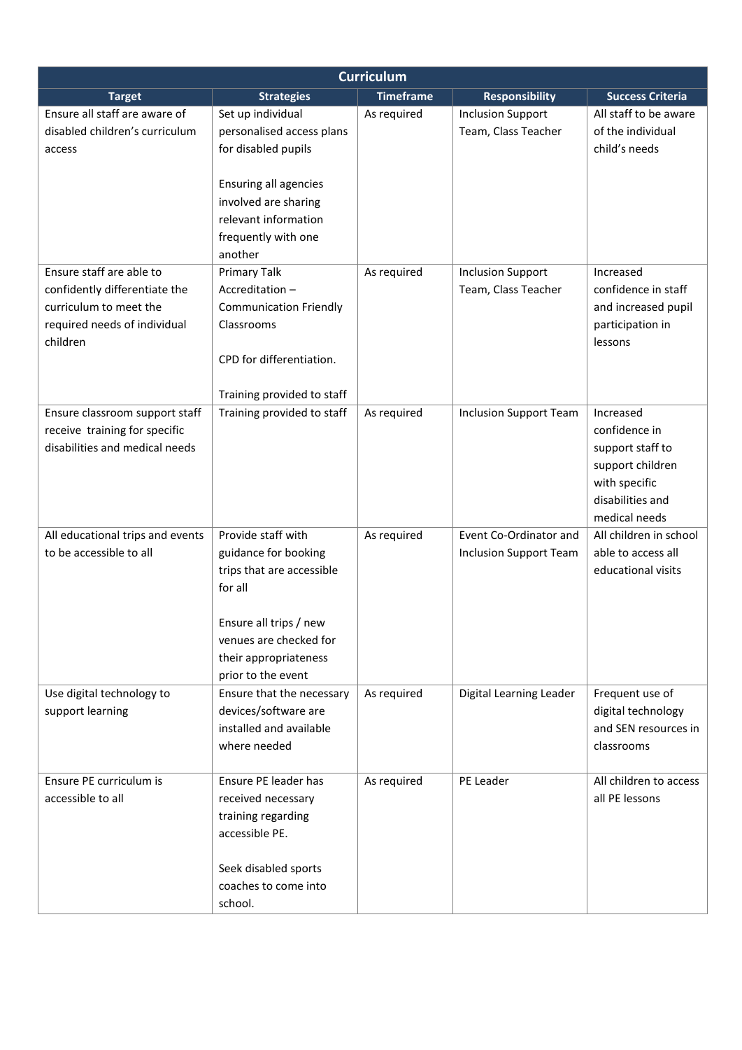| Curriculum | | | | |
|---|---|---|---|---|
| **Target** | **Strategies** | **Timeframe** | **Responsibility** | **Success Criteria** |
| Ensure all staff are aware of disabled children's curriculum access | Set up individual personalised access plans for disabled pupils<br><br>Ensuring all agencies involved are sharing relevant information frequently with one another | As required | Inclusion Support Team, Class Teacher | All staff to be aware of the individual child's needs |
| Ensure staff are able to confidently differentiate the curriculum to meet the required needs of individual children | Primary Talk Accreditation – Communication Friendly Classrooms<br><br>CPD for differentiation.<br><br>Training provided to staff | As required | Inclusion Support Team, Class Teacher | Increased confidence in staff and increased pupil participation in lessons |
| Ensure classroom support staff receive training for specific disabilities and medical needs | Training provided to staff | As required | Inclusion Support Team | Increased confidence in support staff to support children with specific disabilities and medical needs |
| All educational trips and events to be accessible to all | Provide staff with guidance for booking trips that are accessible for all<br><br>Ensure all trips / new venues are checked for their appropriateness prior to the event | As required | Event Co-Ordinator and Inclusion Support Team | All children in school able to access all educational visits |
| Use digital technology to support learning | Ensure that the necessary devices/software are installed and available where needed | As required | Digital Learning Leader | Frequent use of digital technology and SEN resources in classrooms |
| Ensure PE curriculum is accessible to all | Ensure PE leader has received necessary training regarding accessible PE.<br><br>Seek disabled sports coaches to come into school. | As required | PE Leader | All children to access all PE lessons |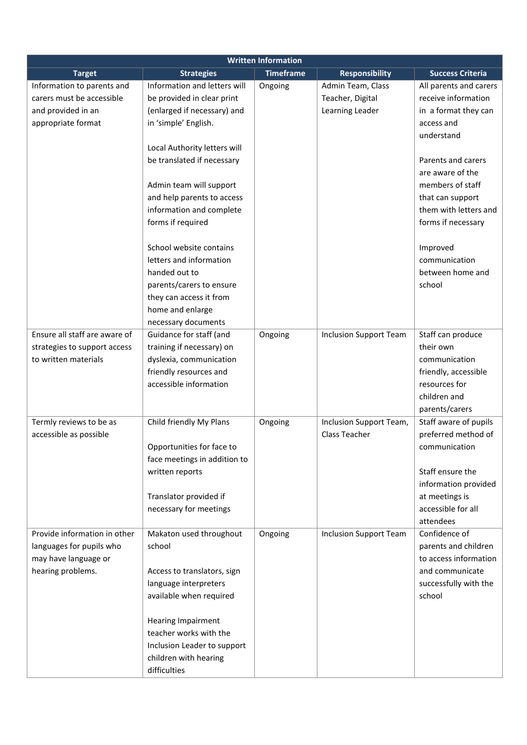| Written Information | | | | |
|---|---|---|---|---|
| **Target** | **Strategies** | **Timeframe** | **Responsibility** | **Success Criteria** |
| Information to parents and carers must be accessible and provided in an appropriate format | Information and letters will be provided in clear print (enlarged if necessary) and in 'simple' English.<br><br>Local Authority letters will be translated if necessary<br><br>Admin team will support and help parents to access information and complete forms if required<br><br>School website contains letters and information handed out to parents/carers to ensure they can access it from home and enlarge necessary documents | Ongoing | Admin Team, Class Teacher, Digital Learning Leader | All parents and carers receive information in a format they can access and understand<br><br>Parents and carers are aware of the members of staff that can support them with letters and forms if necessary<br><br>Improved communication between home and school |
| Ensure all staff are aware of strategies to support access to written materials | Guidance for staff (and training if necessary) on dyslexia, communication friendly resources and accessible information | Ongoing | Inclusion Support Team | Staff can produce their own communication friendly, accessible resources for children and parents/carers |
| Termly reviews to be as accessible as possible | Child friendly My Plans<br><br>Opportunities for face to face meetings in addition to written reports<br><br>Translator provided if necessary for meetings | Ongoing | Inclusion Support Team, Class Teacher | Staff aware of pupils preferred method of communication<br><br>Staff ensure the information provided at meetings is accessible for all attendees |
| Provide information in other languages for pupils who may have language or hearing problems. | Makaton used throughout school<br><br>Access to translators, sign language interpreters available when required<br><br>Hearing Impairment teacher works with the Inclusion Leader to support children with hearing difficulties | Ongoing | Inclusion Support Team | Confidence of parents and children to access information and communicate successfully with the school |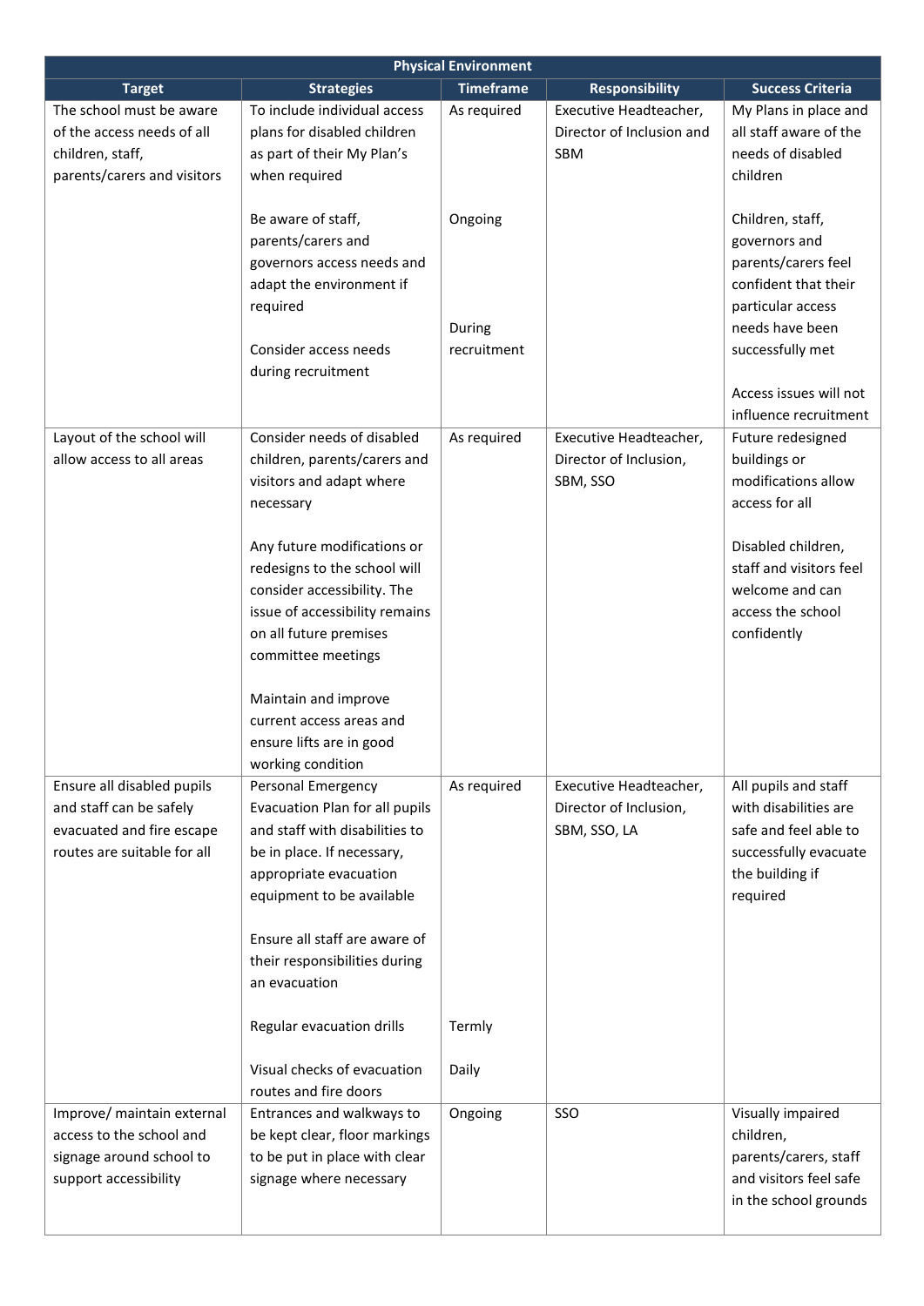| Physical Environment | | | | |
|---|---|---|---|---|
| **Target** | **Strategies** | **Timeframe** | **Responsibility** | **Success Criteria** |
| The school must be aware of the access needs of all children, staff, parents/carers and visitors | To include individual access plans for disabled children as part of their My Plan's when required<br><br>Be aware of staff, parents/carers and governors access needs and adapt the environment if required<br><br>Consider access needs during recruitment | As required<br><br>Ongoing<br><br>During recruitment | Executive Headteacher, Director of Inclusion and SBM | My Plans in place and all staff aware of the needs of disabled children<br><br>Children, staff, governors and parents/carers feel confident that their particular access needs have been successfully met<br><br>Access issues will not influence recruitment |
| Layout of the school will allow access to all areas | Consider needs of disabled children, parents/carers and visitors and adapt where necessary<br><br>Any future modifications or redesigns to the school will consider accessibility. The issue of accessibility remains on all future premises committee meetings<br><br>Maintain and improve current access areas and ensure lifts are in good working condition | As required | Executive Headteacher, Director of Inclusion, SBM, SSO | Future redesigned buildings or modifications allow access for all<br><br>Disabled children, staff and visitors feel welcome and can access the school confidently |
| Ensure all disabled pupils and staff can be safely evacuated and fire escape routes are suitable for all | Personal Emergency Evacuation Plan for all pupils and staff with disabilities to be in place. If necessary, appropriate evacuation equipment to be available<br><br>Ensure all staff are aware of their responsibilities during an evacuation<br><br>Regular evacuation drills<br><br>Visual checks of evacuation routes and fire doors | As required<br><br>Termly<br><br>Daily | Executive Headteacher, Director of Inclusion, SBM, SSO, LA | All pupils and staff with disabilities are safe and feel able to successfully evacuate the building if required |
| Improve/ maintain external access to the school and signage around school to support accessibility | Entrances and walkways to be kept clear, floor markings to be put in place with clear signage where necessary | Ongoing | SSO | Visually impaired children, parents/carers, staff and visitors feel safe in the school grounds |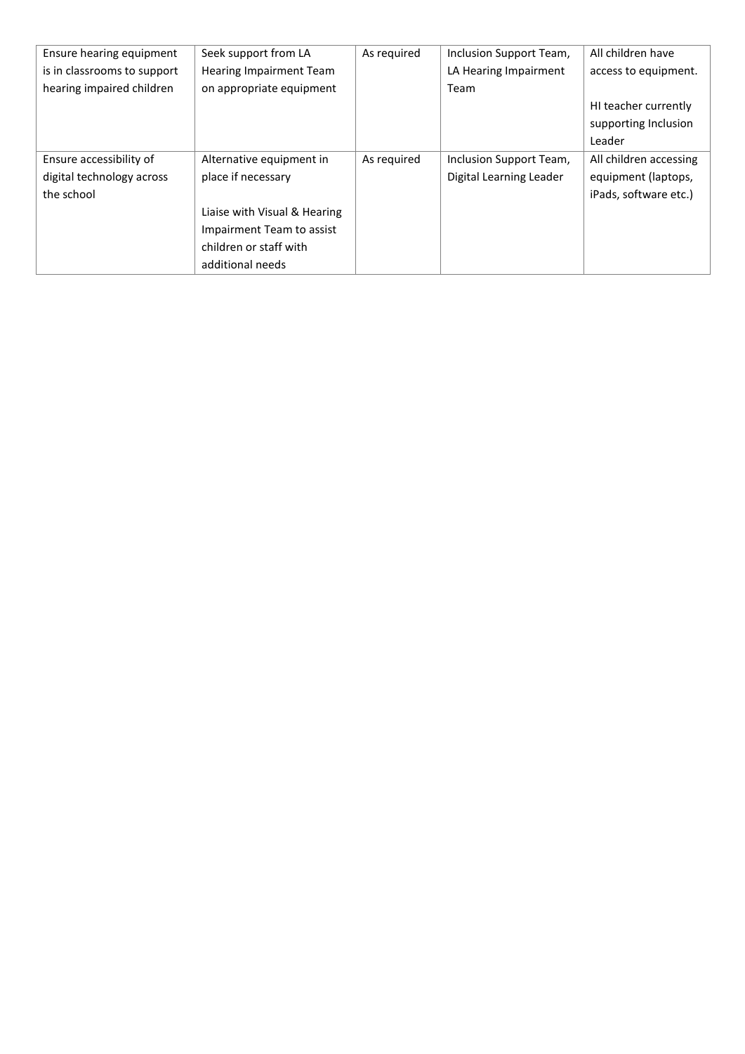| | | | | |
|---|---|---|---|---|
| Ensure hearing equipment is in classrooms to support hearing impaired children | Seek support from LA Hearing Impairment Team on appropriate equipment | As required | Inclusion Support Team, LA Hearing Impairment Team | All children have access to equipment.<br><br>HI teacher currently supporting Inclusion Leader |
| Ensure accessibility of digital technology across the school | Alternative equipment in place if necessary<br><br>Liaise with Visual & Hearing Impairment Team to assist children or staff with additional needs | As required | Inclusion Support Team, Digital Learning Leader | All children accessing equipment (laptops, iPads, software etc.) |